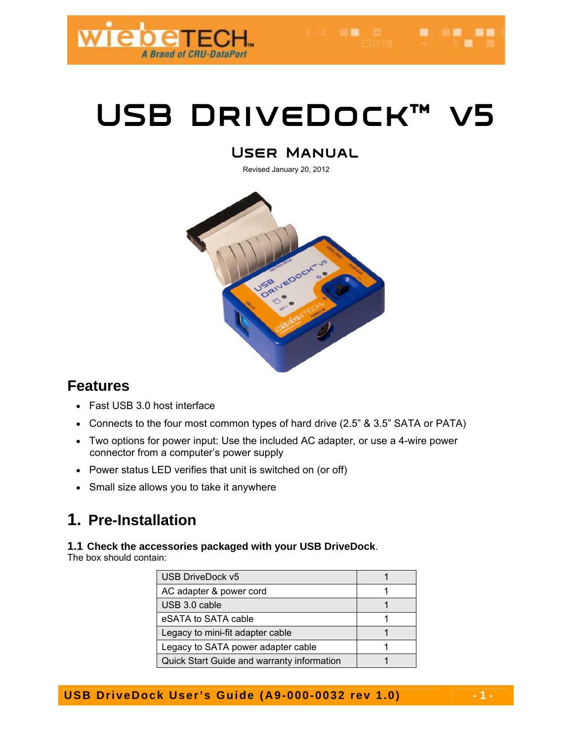# USB DriveDock™ v5

## User Manual

Revised January 20, 2012

## Features

- Fast USB 3.0 host interface
- Connects to the four most common types of hard drive (2.5" & 3.5" SATA or PATA)
- Two options for power input: Use the included AC adapter, or use a 4-wire power connector from a computer's power supply
- Power status LED verifies that unit is switched on (or off)
- Small size allows you to take it anywhere

## 1. Pre-Installation

### 1.1 Check the accessories packaged with your USB DriveDock.

The box should contain:

| | |
|---|---|
| USB DriveDock v5 | 1 |
| AC adapter & power cord | 1 |
| USB 3.0 cable | 1 |
| eSATA to SATA cable | 1 |
| Legacy to mini-fit adapter cable | 1 |
| Legacy to SATA power adapter cable | 1 |
| Quick Start Guide and warranty information | 1 |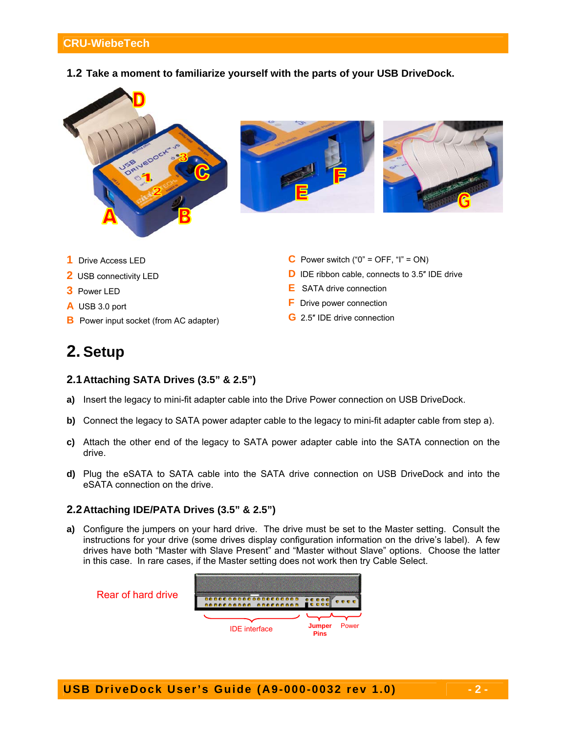## 1.2 Take a moment to familiarize yourself with the parts of your USB DriveDock.

**1** Drive Access LED
**2** USB connectivity LED
**3** Power LED
**A** USB 3.0 port
**B** Power input socket (from AC adapter)
**C** Power switch (“0” = OFF, “I” = ON)
**D** IDE ribbon cable, connects to 3.5″ IDE drive
**E** SATA drive connection
**F** Drive power connection
**G** 2.5″ IDE drive connection

# 2. Setup

## 2.1 Attaching SATA Drives (3.5” & 2.5”)

**a)** Insert the legacy to mini-fit adapter cable into the Drive Power connection on USB DriveDock.

**b)** Connect the legacy to SATA power adapter cable to the legacy to mini-fit adapter cable from step a).

**c)** Attach the other end of the legacy to SATA power adapter cable into the SATA connection on the drive.

**d)** Plug the eSATA to SATA cable into the SATA drive connection on USB DriveDock and into the eSATA connection on the drive.

## 2.2 Attaching IDE/PATA Drives (3.5” & 2.5”)

**a)** Configure the jumpers on your hard drive. The drive must be set to the Master setting. Consult the instructions for your drive (some drives display configuration information on the drive’s label). A few drives have both “Master with Slave Present” and “Master without Slave” options. Choose the latter in this case. In rare cases, if the Master setting does not work then try Cable Select.

Rear of hard drive

IDE interface | Jumper Pins | Power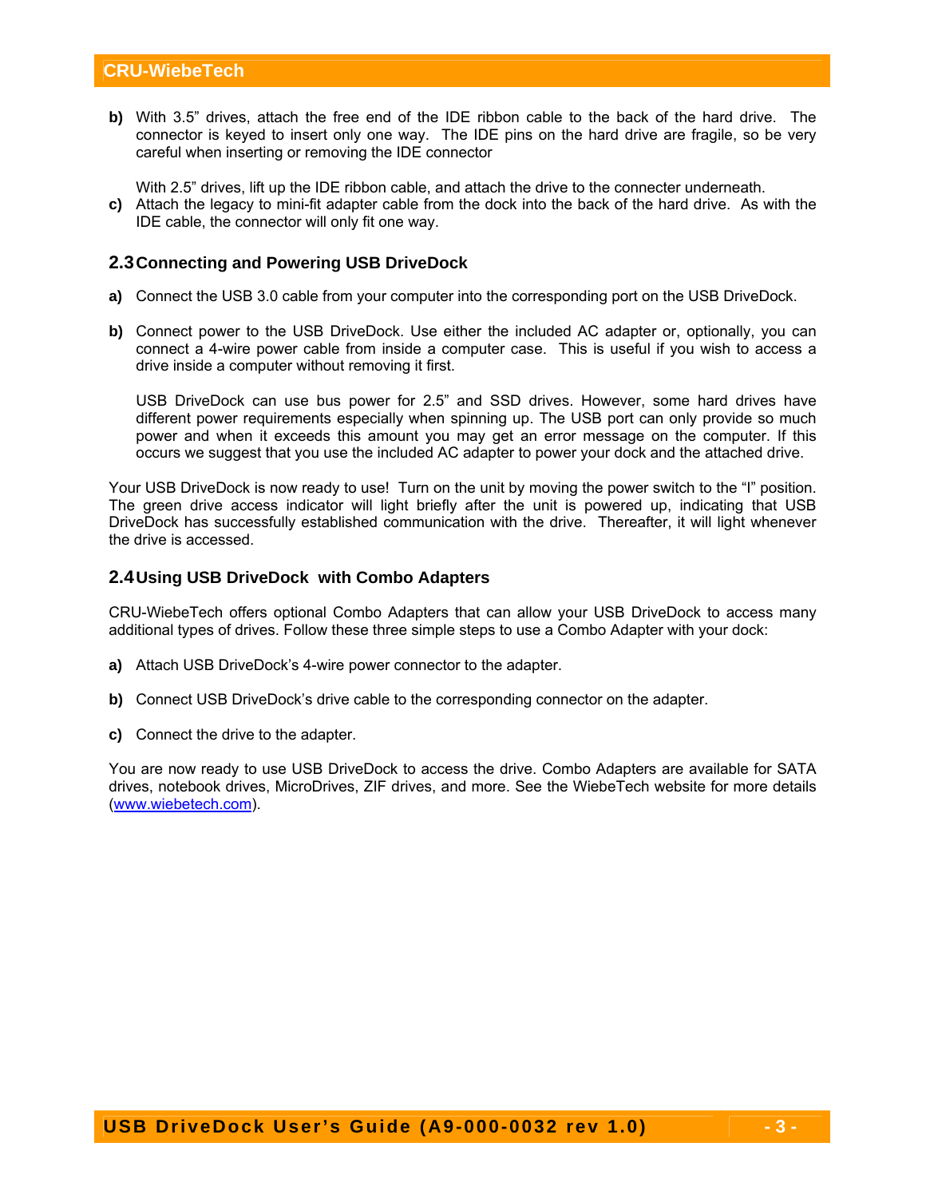**b)** With 3.5" drives, attach the free end of the IDE ribbon cable to the back of the hard drive. The connector is keyed to insert only one way. The IDE pins on the hard drive are fragile, so be very careful when inserting or removing the IDE connector

With 2.5" drives, lift up the IDE ribbon cable, and attach the drive to the connecter underneath.

**c)** Attach the legacy to mini-fit adapter cable from the dock into the back of the hard drive. As with the IDE cable, the connector will only fit one way.

## 2.3 Connecting and Powering USB DriveDock

**a)** Connect the USB 3.0 cable from your computer into the corresponding port on the USB DriveDock.

**b)** Connect power to the USB DriveDock. Use either the included AC adapter or, optionally, you can connect a 4-wire power cable from inside a computer case. This is useful if you wish to access a drive inside a computer without removing it first.

USB DriveDock can use bus power for 2.5" and SSD drives. However, some hard drives have different power requirements especially when spinning up. The USB port can only provide so much power and when it exceeds this amount you may get an error message on the computer. If this occurs we suggest that you use the included AC adapter to power your dock and the attached drive.

Your USB DriveDock is now ready to use! Turn on the unit by moving the power switch to the "I" position. The green drive access indicator will light briefly after the unit is powered up, indicating that USB DriveDock has successfully established communication with the drive. Thereafter, it will light whenever the drive is accessed.

## 2.4 Using USB DriveDock with Combo Adapters

CRU-WiebeTech offers optional Combo Adapters that can allow your USB DriveDock to access many additional types of drives. Follow these three simple steps to use a Combo Adapter with your dock:

**a)** Attach USB DriveDock's 4-wire power connector to the adapter.

**b)** Connect USB DriveDock's drive cable to the corresponding connector on the adapter.

**c)** Connect the drive to the adapter.

You are now ready to use USB DriveDock to access the drive. Combo Adapters are available for SATA drives, notebook drives, MicroDrives, ZIF drives, and more. See the WiebeTech website for more details (www.wiebetech.com).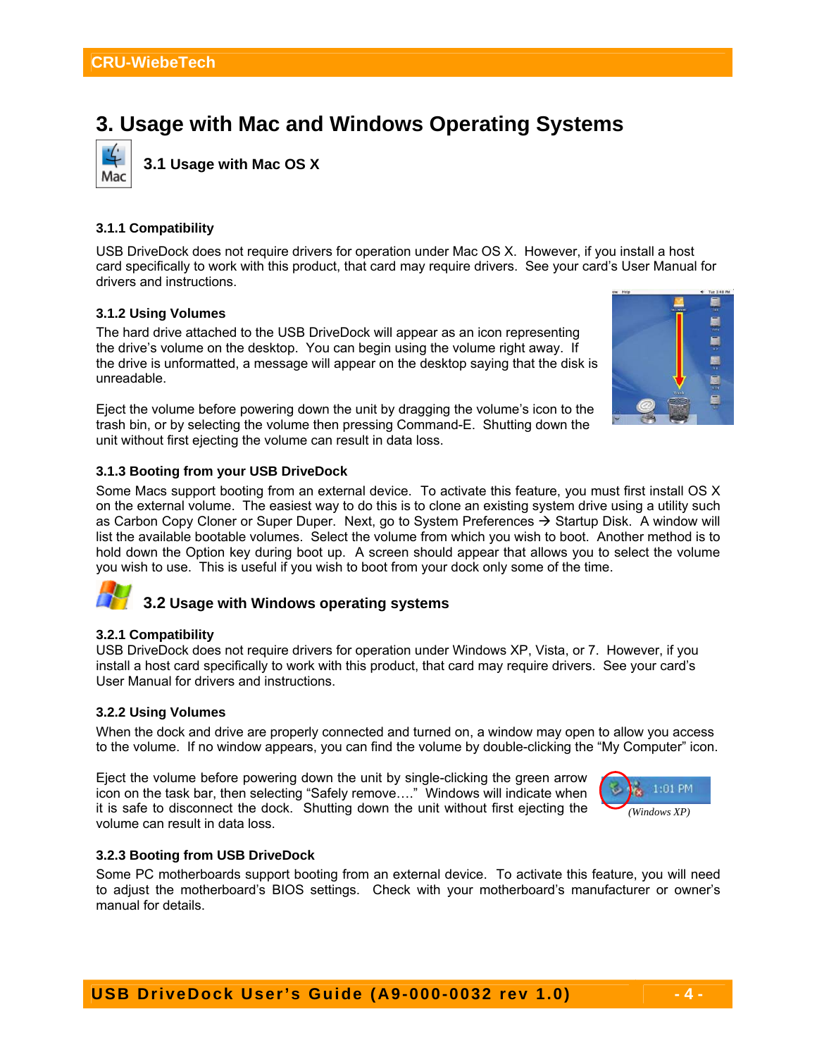# 3. Usage with Mac and Windows Operating Systems

## 3.1 Usage with Mac OS X

### 3.1.1 Compatibility

USB DriveDock does not require drivers for operation under Mac OS X. However, if you install a host card specifically to work with this product, that card may require drivers. See your card's User Manual for drivers and instructions.

### 3.1.2 Using Volumes

The hard drive attached to the USB DriveDock will appear as an icon representing the drive's volume on the desktop. You can begin using the volume right away. If the drive is unformatted, a message will appear on the desktop saying that the disk is unreadable.

Eject the volume before powering down the unit by dragging the volume's icon to the trash bin, or by selecting the volume then pressing Command-E. Shutting down the unit without first ejecting the volume can result in data loss.

### 3.1.3 Booting from your USB DriveDock

Some Macs support booting from an external device. To activate this feature, you must first install OS X on the external volume. The easiest way to do this is to clone an existing system drive using a utility such as Carbon Copy Cloner or Super Duper. Next, go to System Preferences → Startup Disk. A window will list the available bootable volumes. Select the volume from which you wish to boot. Another method is to hold down the Option key during boot up. A screen should appear that allows you to select the volume you wish to use. This is useful if you wish to boot from your dock only some of the time.

## 3.2 Usage with Windows operating systems

### 3.2.1 Compatibility

USB DriveDock does not require drivers for operation under Windows XP, Vista, or 7. However, if you install a host card specifically to work with this product, that card may require drivers. See your card's User Manual for drivers and instructions.

### 3.2.2 Using Volumes

When the dock and drive are properly connected and turned on, a window may open to allow you access to the volume. If no window appears, you can find the volume by double-clicking the "My Computer" icon.

Eject the volume before powering down the unit by single-clicking the green arrow icon on the task bar, then selecting "Safely remove…." Windows will indicate when it is safe to disconnect the dock. Shutting down the unit without first ejecting the volume can result in data loss.

*(Windows XP)*

### 3.2.3 Booting from USB DriveDock

Some PC motherboards support booting from an external device. To activate this feature, you will need to adjust the motherboard's BIOS settings. Check with your motherboard's manufacturer or owner's manual for details.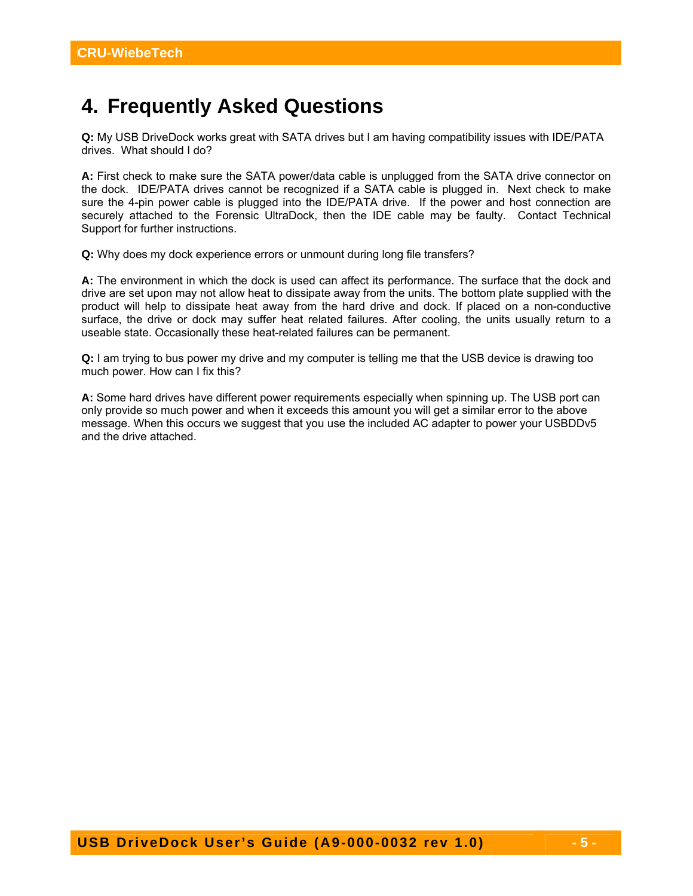# 4. Frequently Asked Questions

**Q:** My USB DriveDock works great with SATA drives but I am having compatibility issues with IDE/PATA drives. What should I do?

**A:** First check to make sure the SATA power/data cable is unplugged from the SATA drive connector on the dock. IDE/PATA drives cannot be recognized if a SATA cable is plugged in. Next check to make sure the 4-pin power cable is plugged into the IDE/PATA drive. If the power and host connection are securely attached to the Forensic UltraDock, then the IDE cable may be faulty. Contact Technical Support for further instructions.

**Q:** Why does my dock experience errors or unmount during long file transfers?

**A:** The environment in which the dock is used can affect its performance. The surface that the dock and drive are set upon may not allow heat to dissipate away from the units. The bottom plate supplied with the product will help to dissipate heat away from the hard drive and dock. If placed on a non-conductive surface, the drive or dock may suffer heat related failures. After cooling, the units usually return to a useable state. Occasionally these heat-related failures can be permanent.

**Q:** I am trying to bus power my drive and my computer is telling me that the USB device is drawing too much power. How can I fix this?

**A:** Some hard drives have different power requirements especially when spinning up. The USB port can only provide so much power and when it exceeds this amount you will get a similar error to the above message. When this occurs we suggest that you use the included AC adapter to power your USBDDv5 and the drive attached.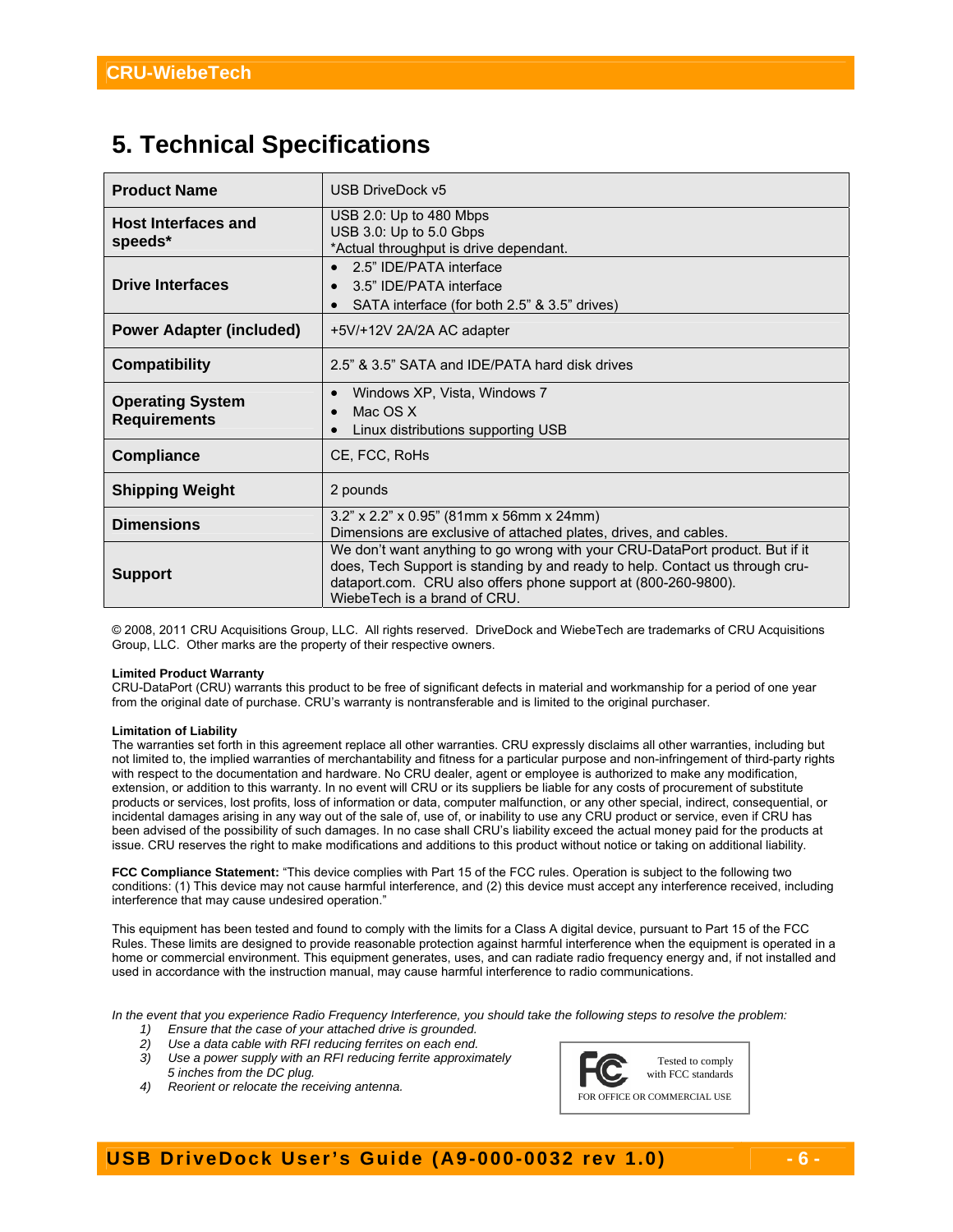# 5. Technical Specifications

| | |
|---|---|
| **Product Name** | USB DriveDock v5 |
| **Host Interfaces and speeds*** | USB 2.0: Up to 480 Mbps<br>USB 3.0: Up to 5.0 Gbps<br>*Actual throughput is drive dependant. |
| **Drive Interfaces** | • 2.5" IDE/PATA interface<br>• 3.5" IDE/PATA interface<br>• SATA interface (for both 2.5" & 3.5" drives) |
| **Power Adapter (included)** | +5V/+12V 2A/2A AC adapter |
| **Compatibility** | 2.5" & 3.5" SATA and IDE/PATA hard disk drives |
| **Operating System Requirements** | • Windows XP, Vista, Windows 7<br>• Mac OS X<br>• Linux distributions supporting USB |
| **Compliance** | CE, FCC, RoHs |
| **Shipping Weight** | 2 pounds |
| **Dimensions** | 3.2" x 2.2" x 0.95" (81mm x 56mm x 24mm)<br>Dimensions are exclusive of attached plates, drives, and cables. |
| **Support** | We don't want anything to go wrong with your CRU-DataPort product. But if it does, Tech Support is standing by and ready to help. Contact us through cru-dataport.com. CRU also offers phone support at (800-260-9800).<br>WiebeTech is a brand of CRU. |

© 2008, 2011 CRU Acquisitions Group, LLC. All rights reserved. DriveDock and WiebeTech are trademarks of CRU Acquisitions Group, LLC. Other marks are the property of their respective owners.

**Limited Product Warranty**
CRU-DataPort (CRU) warrants this product to be free of significant defects in material and workmanship for a period of one year from the original date of purchase. CRU's warranty is nontransferable and is limited to the original purchaser.

**Limitation of Liability**
The warranties set forth in this agreement replace all other warranties. CRU expressly disclaims all other warranties, including but not limited to, the implied warranties of merchantability and fitness for a particular purpose and non-infringement of third-party rights with respect to the documentation and hardware. No CRU dealer, agent or employee is authorized to make any modification, extension, or addition to this warranty. In no event will CRU or its suppliers be liable for any costs of procurement of substitute products or services, lost profits, loss of information or data, computer malfunction, or any other special, indirect, consequential, or incidental damages arising in any way out of the sale of, use of, or inability to use any CRU product or service, even if CRU has been advised of the possibility of such damages. In no case shall CRU's liability exceed the actual money paid for the products at issue. CRU reserves the right to make modifications and additions to this product without notice or taking on additional liability.

**FCC Compliance Statement:** "This device complies with Part 15 of the FCC rules. Operation is subject to the following two conditions: (1) This device may not cause harmful interference, and (2) this device must accept any interference received, including interference that may cause undesired operation."

This equipment has been tested and found to comply with the limits for a Class A digital device, pursuant to Part 15 of the FCC Rules. These limits are designed to provide reasonable protection against harmful interference when the equipment is operated in a home or commercial environment. This equipment generates, uses, and can radiate radio frequency energy and, if not installed and used in accordance with the instruction manual, may cause harmful interference to radio communications.

*In the event that you experience Radio Frequency Interference, you should take the following steps to resolve the problem:*

1) *Ensure that the case of your attached drive is grounded.*
2) *Use a data cable with RFI reducing ferrites on each end.*
3) *Use a power supply with an RFI reducing ferrite approximately 5 inches from the DC plug.*
4) *Reorient or relocate the receiving antenna.*

FC Tested to comply with FCC standards
FOR OFFICE OR COMMERCIAL USE